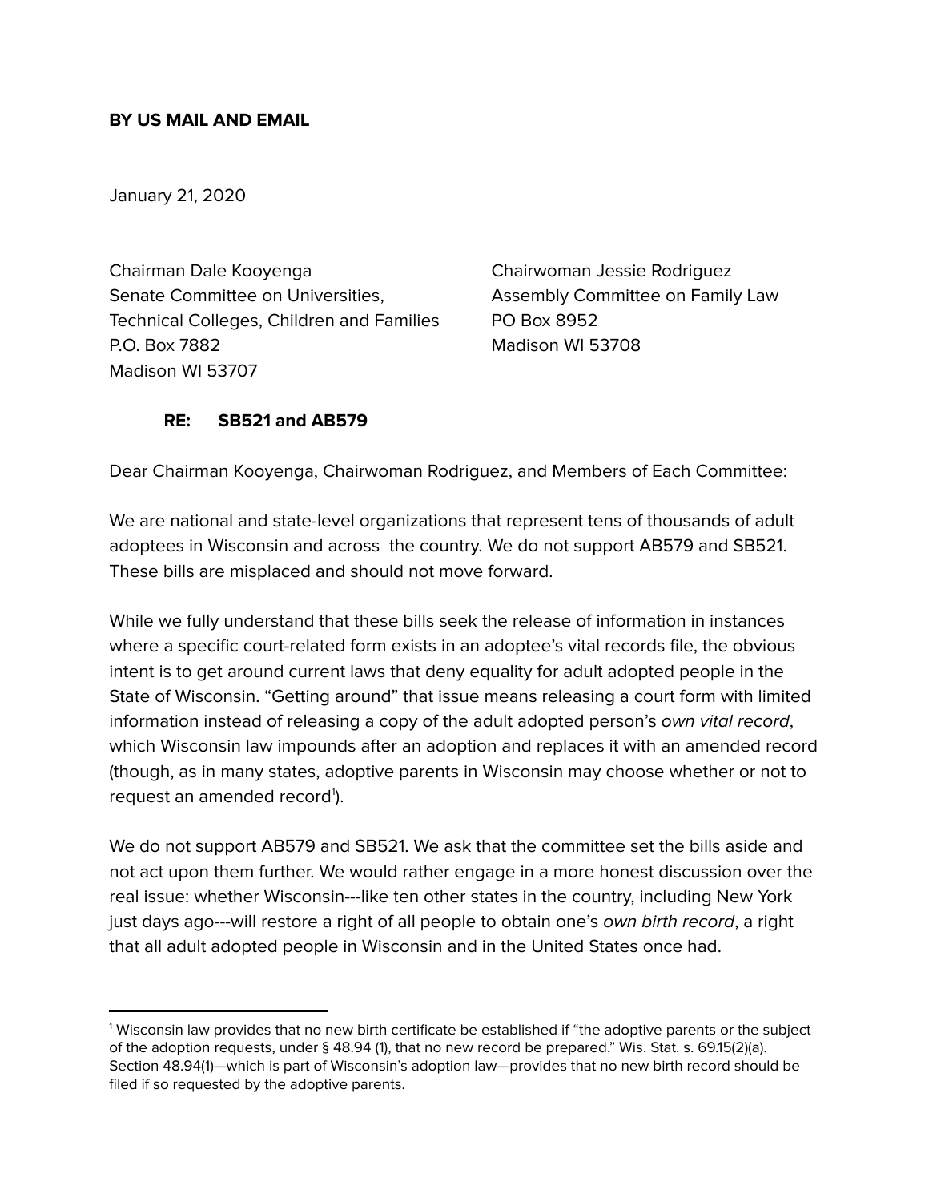**BY US MAIL AND EMAIL**

January 21, 2020

Chairman Dale Kooyenga
Senate Committee on Universities,
Technical Colleges, Children and Families
P.O. Box 7882
Madison WI 53707

Chairwoman Jessie Rodriguez
Assembly Committee on Family Law
PO Box 8952
Madison WI 53708

**RE: SB521 and AB579**

Dear Chairman Kooyenga, Chairwoman Rodriguez, and Members of Each Committee:

We are national and state-level organizations that represent tens of thousands of adult adoptees in Wisconsin and across the country. We do not support AB579 and SB521. These bills are misplaced and should not move forward.

While we fully understand that these bills seek the release of information in instances where a specific court-related form exists in an adoptee's vital records file, the obvious intent is to get around current laws that deny equality for adult adopted people in the State of Wisconsin. "Getting around" that issue means releasing a court form with limited information instead of releasing a copy of the adult adopted person's *own vital record*, which Wisconsin law impounds after an adoption and replaces it with an amended record (though, as in many states, adoptive parents in Wisconsin may choose whether or not to request an amended record[1]).

We do not support AB579 and SB521. We ask that the committee set the bills aside and not act upon them further. We would rather engage in a more honest discussion over the real issue: whether Wisconsin---like ten other states in the country, including New York just days ago---will restore a right of all people to obtain one's *own birth record*, a right that all adult adopted people in Wisconsin and in the United States once had.

---

[1] Wisconsin law provides that no new birth certificate be established if "the adoptive parents or the subject of the adoption requests, under § 48.94 (1), that no new record be prepared." Wis. Stat. s. 69.15(2)(a). Section 48.94(1)—which is part of Wisconsin's adoption law—provides that no new birth record should be filed if so requested by the adoptive parents.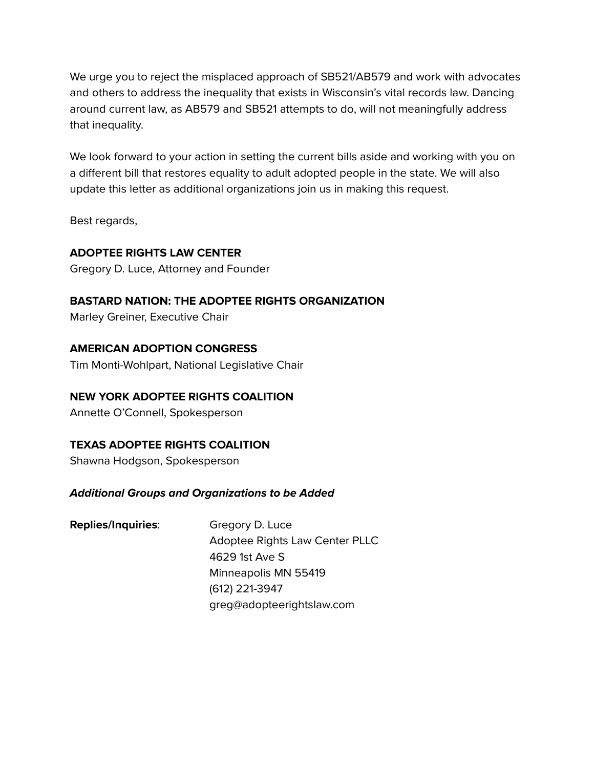We urge you to reject the misplaced approach of SB521/AB579 and work with advocates and others to address the inequality that exists in Wisconsin's vital records law. Dancing around current law, as AB579 and SB521 attempts to do, will not meaningfully address that inequality.

We look forward to your action in setting the current bills aside and working with you on a different bill that restores equality to adult adopted people in the state. We will also update this letter as additional organizations join us in making this request.

Best regards,

**ADOPTEE RIGHTS LAW CENTER**
Gregory D. Luce, Attorney and Founder

**BASTARD NATION: THE ADOPTEE RIGHTS ORGANIZATION**
Marley Greiner, Executive Chair

**AMERICAN ADOPTION CONGRESS**
Tim Monti-Wohlpart, National Legislative Chair

**NEW YORK ADOPTEE RIGHTS COALITION**
Annette O'Connell, Spokesperson

**TEXAS ADOPTEE RIGHTS COALITION**
Shawna Hodgson, Spokesperson

***Additional Groups and Organizations to be Added***

**Replies/Inquiries**:

Gregory D. Luce
Adoptee Rights Law Center PLLC
4629 1st Ave S
Minneapolis MN 55419
(612) 221-3947
greg@adopteerightslaw.com